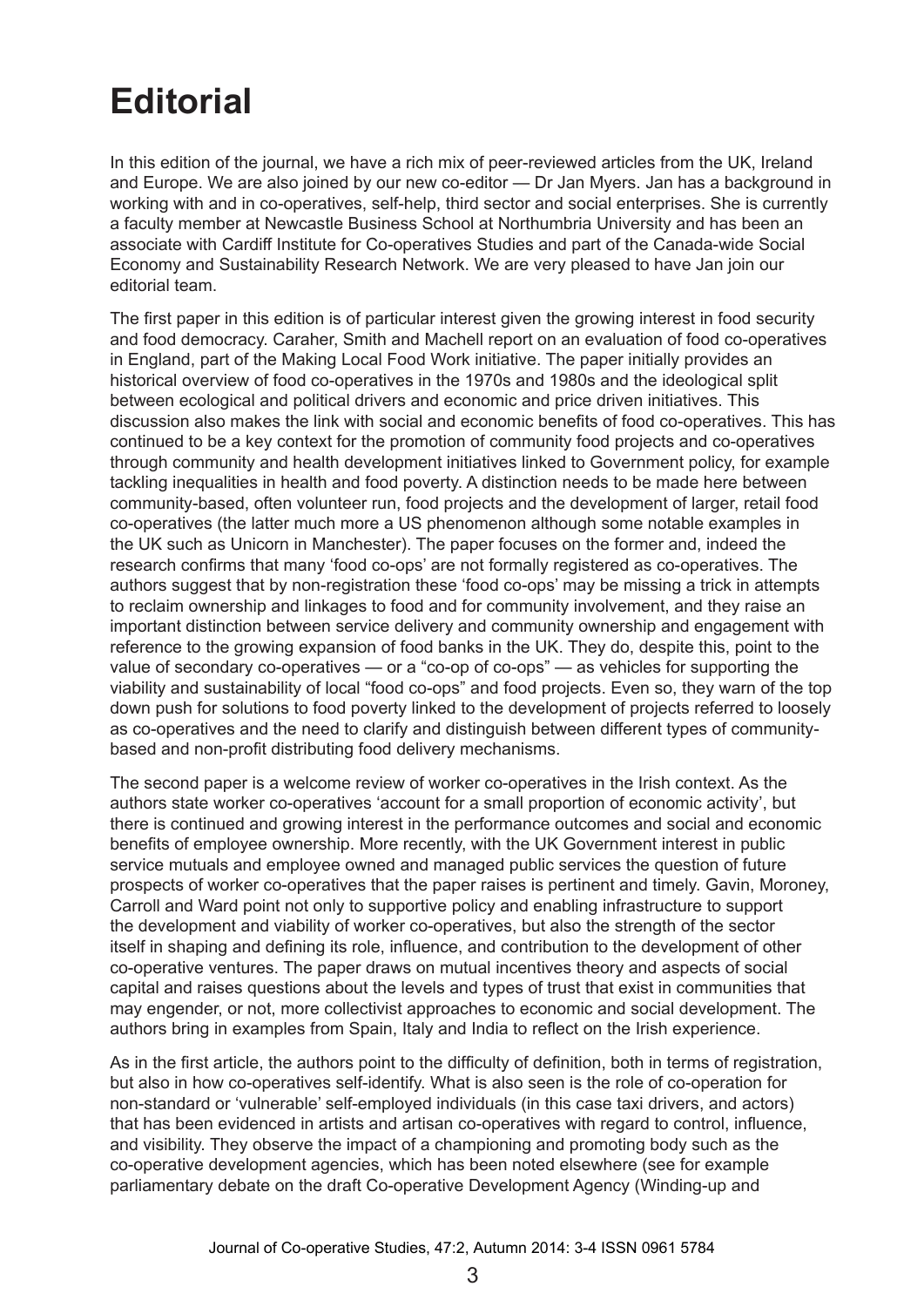# Editorial

In this edition of the journal, we have a rich mix of peer-reviewed articles from the UK, Ireland and Europe. We are also joined by our new co-editor — Dr Jan Myers. Jan has a background in working with and in co-operatives, self-help, third sector and social enterprises. She is currently a faculty member at Newcastle Business School at Northumbria University and has been an associate with Cardiff Institute for Co-operatives Studies and part of the Canada-wide Social Economy and Sustainability Research Network. We are very pleased to have Jan join our editorial team.

The first paper in this edition is of particular interest given the growing interest in food security and food democracy. Caraher, Smith and Machell report on an evaluation of food co-operatives in England, part of the Making Local Food Work initiative. The paper initially provides an historical overview of food co-operatives in the 1970s and 1980s and the ideological split between ecological and political drivers and economic and price driven initiatives. This discussion also makes the link with social and economic benefits of food co-operatives. This has continued to be a key context for the promotion of community food projects and co-operatives through community and health development initiatives linked to Government policy, for example tackling inequalities in health and food poverty. A distinction needs to be made here between community-based, often volunteer run, food projects and the development of larger, retail food co-operatives (the latter much more a US phenomenon although some notable examples in the UK such as Unicorn in Manchester). The paper focuses on the former and, indeed the research confirms that many 'food co-ops' are not formally registered as co-operatives. The authors suggest that by non-registration these 'food co-ops' may be missing a trick in attempts to reclaim ownership and linkages to food and for community involvement, and they raise an important distinction between service delivery and community ownership and engagement with reference to the growing expansion of food banks in the UK. They do, despite this, point to the value of secondary co-operatives — or a "co-op of co-ops" — as vehicles for supporting the viability and sustainability of local "food co-ops" and food projects. Even so, they warn of the top down push for solutions to food poverty linked to the development of projects referred to loosely as co-operatives and the need to clarify and distinguish between different types of community-based and non-profit distributing food delivery mechanisms.

The second paper is a welcome review of worker co-operatives in the Irish context. As the authors state worker co-operatives 'account for a small proportion of economic activity', but there is continued and growing interest in the performance outcomes and social and economic benefits of employee ownership. More recently, with the UK Government interest in public service mutuals and employee owned and managed public services the question of future prospects of worker co-operatives that the paper raises is pertinent and timely. Gavin, Moroney, Carroll and Ward point not only to supportive policy and enabling infrastructure to support the development and viability of worker co-operatives, but also the strength of the sector itself in shaping and defining its role, influence, and contribution to the development of other co-operative ventures. The paper draws on mutual incentives theory and aspects of social capital and raises questions about the levels and types of trust that exist in communities that may engender, or not, more collectivist approaches to economic and social development. The authors bring in examples from Spain, Italy and India to reflect on the Irish experience.

As in the first article, the authors point to the difficulty of definition, both in terms of registration, but also in how co-operatives self-identify. What is also seen is the role of co-operation for non-standard or 'vulnerable' self-employed individuals (in this case taxi drivers, and actors) that has been evidenced in artists and artisan co-operatives with regard to control, influence, and visibility. They observe the impact of a championing and promoting body such as the co-operative development agencies, which has been noted elsewhere (see for example parliamentary debate on the draft Co-operative Development Agency (Winding-up and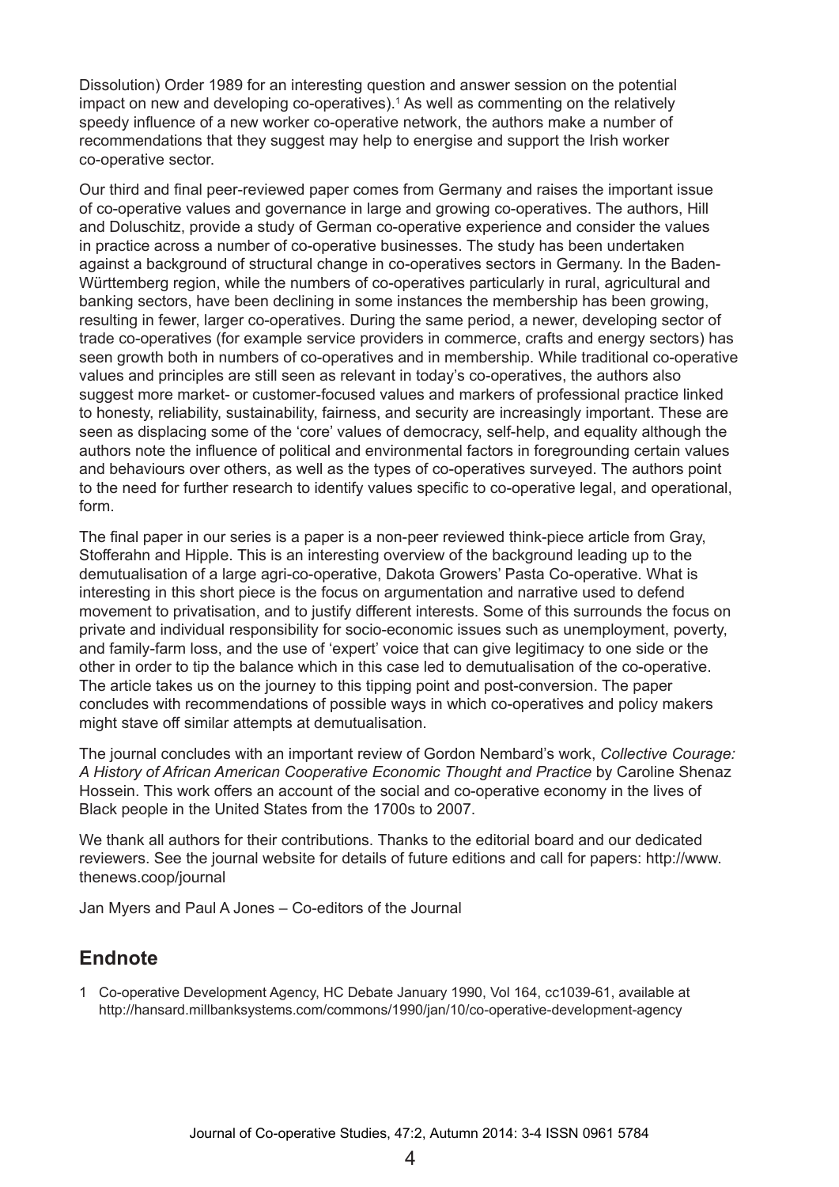Dissolution) Order 1989 for an interesting question and answer session on the potential impact on new and developing co-operatives).[1] As well as commenting on the relatively speedy influence of a new worker co-operative network, the authors make a number of recommendations that they suggest may help to energise and support the Irish worker co-operative sector.

Our third and final peer-reviewed paper comes from Germany and raises the important issue of co-operative values and governance in large and growing co-operatives. The authors, Hill and Doluschitz, provide a study of German co-operative experience and consider the values in practice across a number of co-operative businesses. The study has been undertaken against a background of structural change in co-operatives sectors in Germany. In the Baden-Württemberg region, while the numbers of co-operatives particularly in rural, agricultural and banking sectors, have been declining in some instances the membership has been growing, resulting in fewer, larger co-operatives. During the same period, a newer, developing sector of trade co-operatives (for example service providers in commerce, crafts and energy sectors) has seen growth both in numbers of co-operatives and in membership. While traditional co-operative values and principles are still seen as relevant in today's co-operatives, the authors also suggest more market- or customer-focused values and markers of professional practice linked to honesty, reliability, sustainability, fairness, and security are increasingly important. These are seen as displacing some of the 'core' values of democracy, self-help, and equality although the authors note the influence of political and environmental factors in foregrounding certain values and behaviours over others, as well as the types of co-operatives surveyed. The authors point to the need for further research to identify values specific to co-operative legal, and operational, form.

The final paper in our series is a paper is a non-peer reviewed think-piece article from Gray, Stofferahn and Hipple. This is an interesting overview of the background leading up to the demutualisation of a large agri-co-operative, Dakota Growers' Pasta Co-operative. What is interesting in this short piece is the focus on argumentation and narrative used to defend movement to privatisation, and to justify different interests. Some of this surrounds the focus on private and individual responsibility for socio-economic issues such as unemployment, poverty, and family-farm loss, and the use of 'expert' voice that can give legitimacy to one side or the other in order to tip the balance which in this case led to demutualisation of the co-operative. The article takes us on the journey to this tipping point and post-conversion. The paper concludes with recommendations of possible ways in which co-operatives and policy makers might stave off similar attempts at demutualisation.

The journal concludes with an important review of Gordon Nembard's work, *Collective Courage: A History of African American Cooperative Economic Thought and Practice* by Caroline Shenaz Hossein. This work offers an account of the social and co-operative economy in the lives of Black people in the United States from the 1700s to 2007.

We thank all authors for their contributions. Thanks to the editorial board and our dedicated reviewers. See the journal website for details of future editions and call for papers: http://www.thenews.coop/journal

Jan Myers and Paul A Jones – Co-editors of the Journal

## Endnote

1 Co-operative Development Agency, HC Debate January 1990, Vol 164, cc1039-61, available at http://hansard.millbanksystems.com/commons/1990/jan/10/co-operative-development-agency